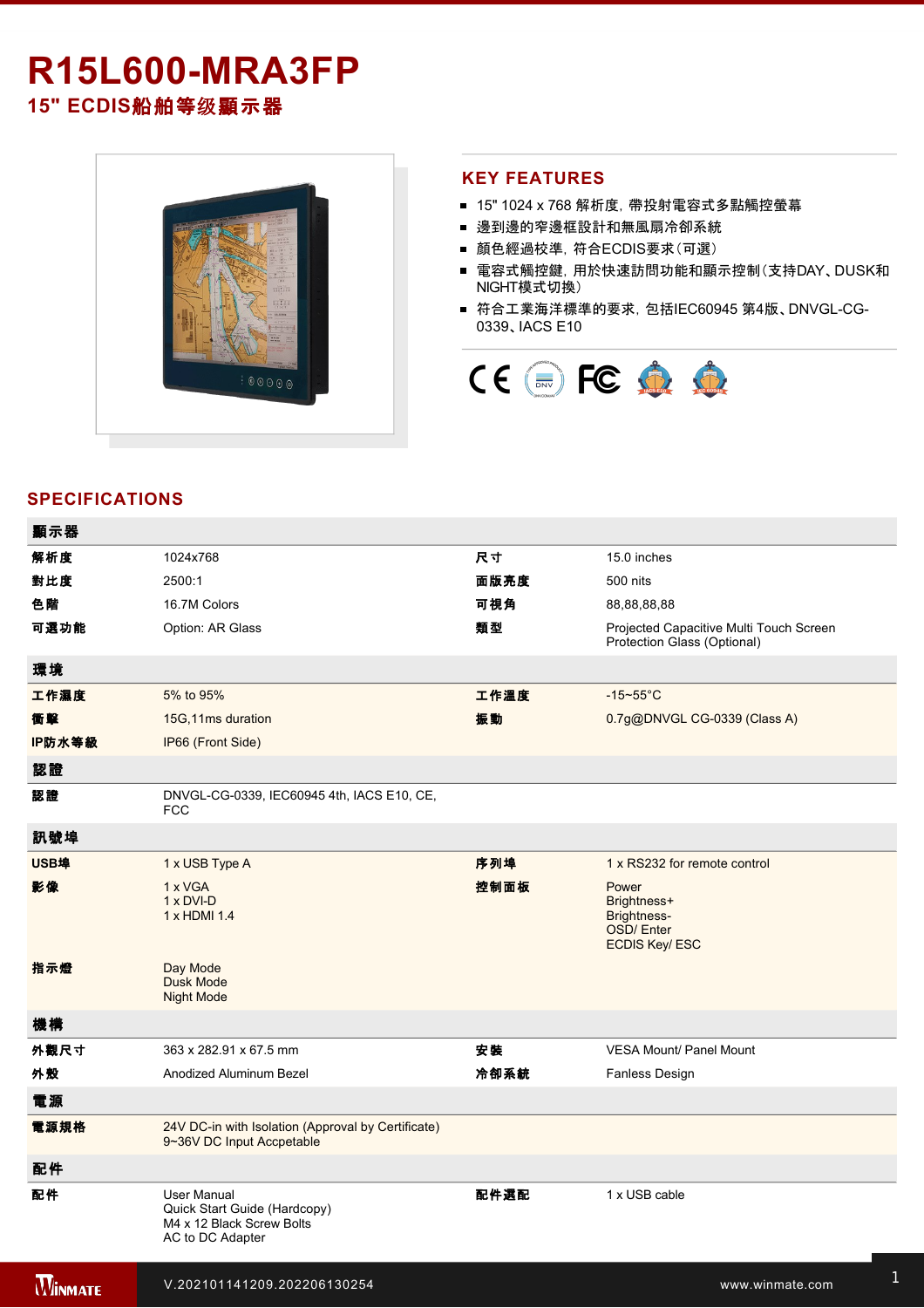# R15L600-MRA3FP

## 15" ECDIS船舶等级顯示器

## KEY FEATURES

- 15" 1024 x 768 解析度，帶投射電容式多點觸控螢幕
- 邊到邊的窄邊框設計和無風扇冷卻系統
- 顏色經過校準，符合ECDIS要求（可選）
- 電容式觸控鍵，用於快速訪問功能和顯示控制（支持DAY、DUSK和NIGHT模式切換）
- 符合工業海洋標準的要求，包括IEC60945 第4版、DNVGL-CG-0339、IACS E10

## SPECIFICATIONS

| 顯示器 | | | |
|---|---|---|---|
| 解析度 | 1024x768 | 尺寸 | 15.0 inches |
| 對比度 | 2500:1 | 面版亮度 | 500 nits |
| 色階 | 16.7M Colors | 可視角 | 88,88,88,88 |
| 可選功能 | Option: AR Glass | 類型 | Projected Capacitive Multi Touch Screen<br>Protection Glass (Optional) |
| **環境** | | | |
| 工作濕度 | 5% to 95% | 工作溫度 | -15~55°C |
| 衝擊 | 15G,11ms duration | 振動 | 0.7g@DNVGL CG-0339 (Class A) |
| IP防水等級 | IP66 (Front Side) | | |
| **認證** | | | |
| 認證 | DNVGL-CG-0339, IEC60945 4th, IACS E10, CE, FCC | | |
| **訊號埠** | | | |
| USB埠 | 1 x USB Type A | 序列埠 | 1 x RS232 for remote control |
| 影像 | 1 x VGA<br>1 x DVI-D<br>1 x HDMI 1.4 | 控制面板 | Power<br>Brightness+<br>Brightness-<br>OSD/ Enter<br>ECDIS Key/ ESC |
| 指示燈 | Day Mode<br>Dusk Mode<br>Night Mode | | |
| **機構** | | | |
| 外觀尺寸 | 363 x 282.91 x 67.5 mm | 安裝 | VESA Mount/ Panel Mount |
| 外殼 | Anodized Aluminum Bezel | 冷卻系統 | Fanless Design |
| **電源** | | | |
| 電源規格 | 24V DC-in with Isolation (Approval by Certificate)<br>9~36V DC Input Accpetable | | |
| **配件** | | | |
| 配件 | User Manual<br>Quick Start Guide (Hardcopy)<br>M4 x 12 Black Screw Bolts<br>AC to DC Adapter | 配件選配 | 1 x USB cable |

V.202101141209.202206130254 www.winmate.com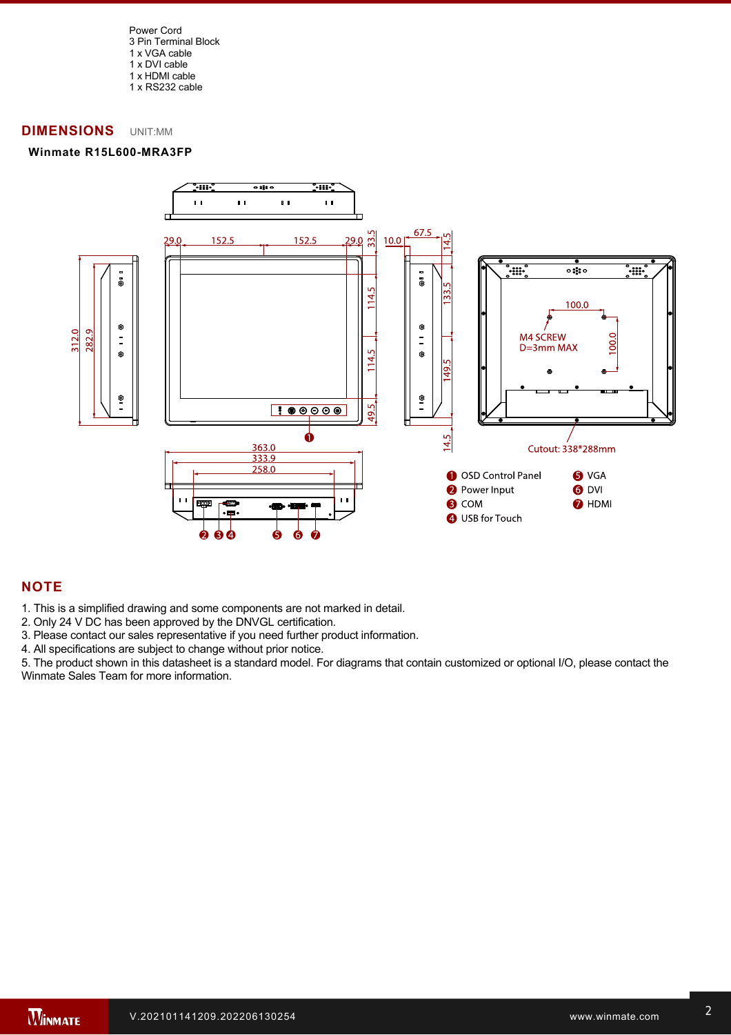Power Cord
3 Pin Terminal Block
1 x VGA cable
1 x DVI cable
1 x HDMI cable
1 x RS232 cable

## DIMENSIONS UNIT:MM

**Winmate R15L600-MRA3FP**

29.0 152.5 152.5 29.0 33.5
10.0 67.5 14.5
114.5
133.5
100.0
312.0 282.9
M4 SCREW
D=3mm MAX
100.0
114.5
149.5
49.5
14.5
Cutout: 338*288mm
363.0
333.9
258.0

1. OSD Control Panel
2. Power Input
3. COM
4. USB for Touch
5. VGA
6. DVI
7. HDMI

## NOTE

1. This is a simplified drawing and some components are not marked in detail.
2. Only 24 V DC has been approved by the DNVGL certification.
3. Please contact our sales representative if you need further product information.
4. All specifications are subject to change without prior notice.
5. The product shown in this datasheet is a standard model. For diagrams that contain customized or optional I/O, please contact the Winmate Sales Team for more information.